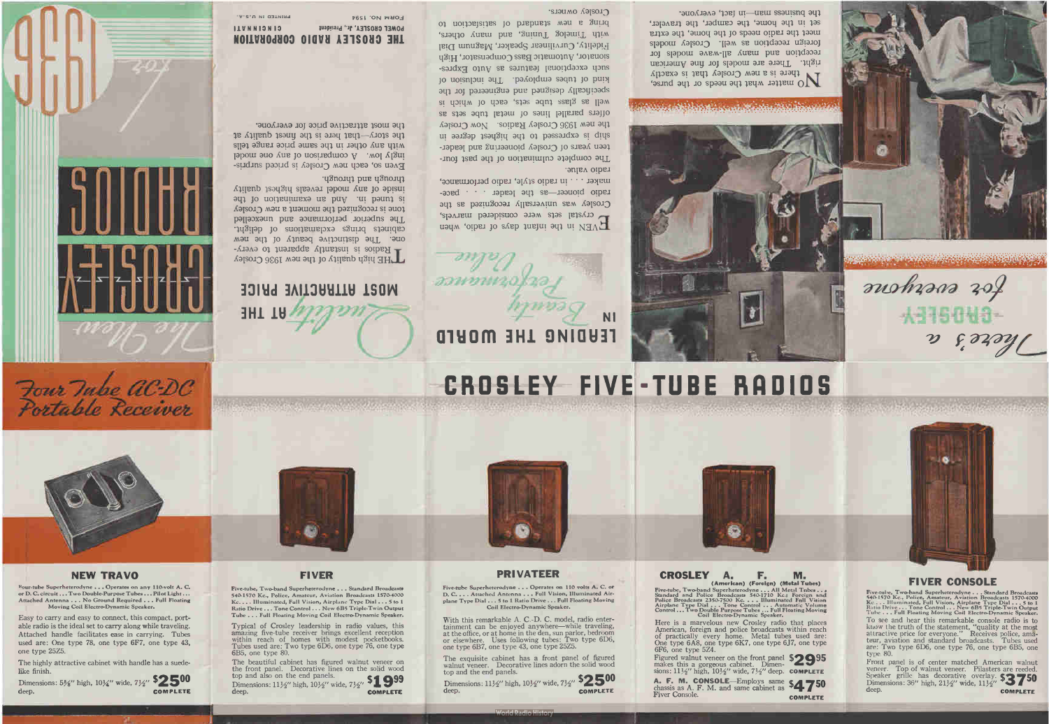# The New 1936 CROSLEY RADIOS

## There's a CROSLEY for everyone

No matter what the needs of the purse, there is a new Crosley that is exactly right. There are models for fine American reception and many all-wave models for foreign reception as well. Crosley models meet the radio needs of the home, the extra set in the home, the camper, the traveler, the business man—in fact, everyone.

## LEADING THE WORLD IN *Beauty Performance Value*

EVEN in the infant days of radio, when crystal sets were considered marvels, Crosley was universally recognized as the radio pioneer—as the leader . . . pacemaker . . . in radio style, radio performance, radio value.

The complete culmination of the past fourteen years of Crosley pioneering and leadership is expressed to the highest degree in the new 1936 Crosley Radios. Now Crosley offers parallel lines of metal tube sets as well as glass tube sets, each of which is specifically designed and engineered for the kind of tubes employed. The inclusion of such exceptional features as Auto Expressionator, Automatic Bass Compensator, High Fidelity, Curvilinear Speaker, Magnum Dial with Timelog Tuning, and many others, bring a new standard of satisfaction to Crosley owners.

## *Quality* AT THE MOST ATTRACTIVE PRICE

THE high quality of the new 1936 Crosley Radios is instantly apparent to everyone. The distinctive beauty of the new cabinets brings exclamations of delight. The superior performance and unexcelled tone is recognized the moment a new Crosley is tuned in. And an examination of the inside of any model reveals highest quality through and through.

Even so, each new Crosley is priced surprisingly low. A comparison of any one model with any other in the same price range tells the story—that here is the finest quality at the most attractive price for everyone.

THE CROSLEY RADIO CORPORATION
POWEL CROSLEY, Jr., President
CINCINNATI

FORM NO. 1594
PRINTED IN U.S.A.

## *Four Tube AC-DC Portable Receiver*

### NEW TRAVO

Four-tube Superheterodyne . . . Operates on any 110-volt A. C. or D. C. circuit . . . Two Double-Purpose Tubes . . . Pilot Light . . . Attached Antenna . . . No Ground Required . . . Full Floating Moving Coil Electro-Dynamic Speaker.

Easy to carry and easy to connect, this compact, portable radio is the ideal set to carry along while traveling. Attached handle facilitates ease in carrying. Tubes used are: One type 78, one type 6F7, one type 43, one type 25Z5.

The highly attractive cabinet with handle has a suede-like finish.

Dimensions: 5⅝" high, 10¼" wide, 7½" deep.

**$25.00 COMPLETE**

## CROSLEY FIVE-TUBE RADIOS

### FIVER

Five-tube, Two-band Superheterodyne . . . Standard Broadcasts 540-1570 Kc., Police, Amateur, Aviation Broadcasts 1570-4000 Kc. . . . Illuminated, Full Vision, Airplane Type Dial . . . 5 to 1 Ratio Drive . . . Tone Control . . . New 6B5 Triple-Twin Output Tube . . . Full Floating Moving Coil Electro-Dynamic Speaker.

Typical of Crosley leadership in radio values, this amazing five-tube receiver brings excellent reception within reach of homes with modest pocketbooks. Tubes used are: Two type 6D6, one type 76, one type 6B5, one type 80.

The beautiful cabinet has figured walnut veneer on the front panel. Decorative lines on the solid wood top and also on the end panels.

Dimensions: 11½" high, 10¼" wide, 7½" deep.

**$19.99 COMPLETE**

### PRIVATEER

Five-tube Superheterodyne . . . Operates on 110 volts A. C. or D. C. . . . Attached Antenna . . . Full Vision, Illuminated Airplane Type Dial . . . 5 to 1 Ratio Drive . . . Full Floating Moving Coil Electro-Dynamic Speaker.

With this remarkable A. C.-D. C. model, radio entertainment can be enjoyed anywhere—while traveling, at the office, or at home in the den, sun parlor, bedroom or elsewhere. Uses following tubes: Two type 6D6, one type 6B7, one type 43, one type 25Z5.

The exquisite cabinet has a front panel of figured walnut veneer. Decorative lines adorn the solid wood top and the end panels.

Dimensions: 11½" high, 10¼" wide, 7½" deep.

**$25.00 COMPLETE**

### CROSLEY A. F. M.
(American) (Foreign) (Metal Tubes)

Five-tube, Two-band Superheterodyne . . . All Metal Tubes . . . Standard and Police Broadcasts 540-1710 Kc.; Foreign and Police Broadcasts 2350-7500 Kc. . . . Illuminated Full Vision Airplane Type Dial . . . Tone Control . . . Automatic Volume Control . . . Two Double Purpose Tubes . . . Full Floating Moving Coil Electro-Dynamic Speaker.

Here is a marvelous new Crosley radio that places American, foreign and police broadcasts within reach of practically every home. Metal tubes used are: One type 6A8, one type 6K7, one type 6J7, one type 6F6, one type 5Z4.

Figured walnut veneer on the front panel makes this a gorgeous cabinet. Dimensions: 11½" high, 10¼" wide, 7½" deep.

**$29.95 COMPLETE**

**A. F. M. CONSOLE**—Employs same chassis as A. F. M. and same cabinet as Fiver Console.

**$47.50 COMPLETE**

### FIVER CONSOLE

Five-tube, Two-band Superheterodyne . . . Standard Broadcasts 540-1570 Kc., Police, Amateur, Aviation Broadcasts 1570-4000 Kc. . . . Illuminated, Full Vision, Airplane Type Dial . . . 5 to 1 Ratio Drive . . . Tone Control . . . New 6B5 Triple-Twin Output Tube . . . Full Floating Moving Coil Electro-Dynamic Speaker.

To see and hear this remarkable console radio is to know the truth of the statement, "quality at the most attractive price for everyone." Receives police, amateur, aviation and standard broadcasts. Tubes used are: Two type 6D6, one type 76, one type 6B5, one type 80.

Front panel is of center matched American walnut veneer. Top of walnut veneer. Pilasters are reeded. Speaker grille has decorative overlay.

Dimensions: 36" high, 21½" wide, 11½" deep.

**$37.50 COMPLETE**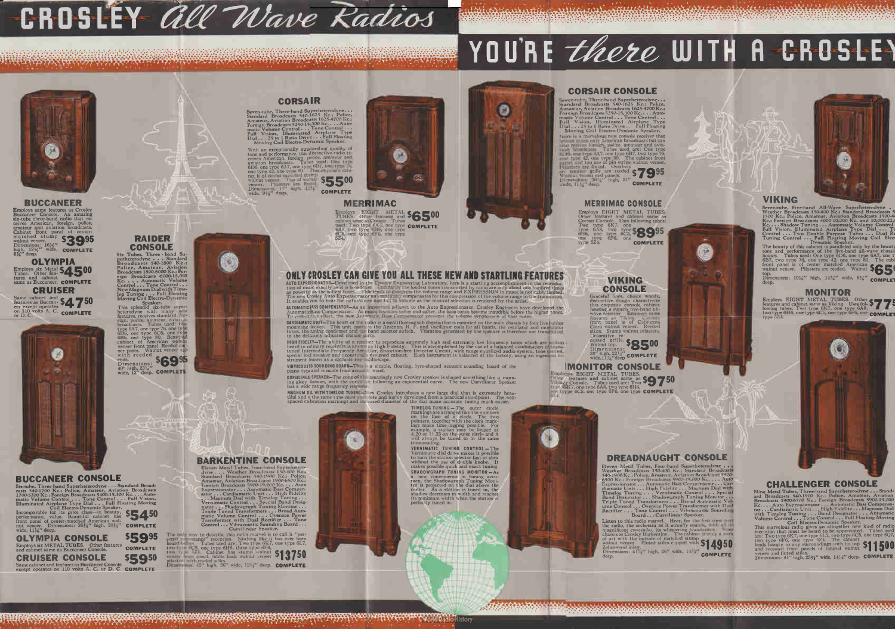# CROSLEY *All Wave Radios*

# YOU'RE *there* WITH A CROSLEY

## CORSAIR

Seven-tube, Three-band Superheterodyne . . . Standard Broadcasts 540-1625 Kc.; Police, Amateur, Aviation Broadcasts 1625-4700 Kc.; Foreign Broadcasts 4250-15,300 Kc. . . . Automatic Volume Control . . . Tone Control . . . Full Vision, Illuminated Airplane Type Dial . . . 25 to 1 Ratio Drive . . . Full Floating Moving Coil Electro-Dynamic Speaker.

With an exceptionally outstanding quality of tone and performance, this distinctive radio receives American, foreign, police, amateur and aviation broadcasts. Tubes used: One type 6D6, one type 6A7, one type 6H7, two type 76, one type 42, one type 80. This exquisite cabinet is of center matched stump walnut veneer. Top of walnut veneer. Pilasters are fluted. Dimensions: 17" high, 13¼" wide, 9½" deep.

**$55.00 COMPLETE**

## BUCCANEER

Employs same features as Crosley Buccaneer Console. An amazing six-tube three-band radio that receives American, foreign, police, amateur and aviation broadcasts. Cabinet front panel of center-matched stump walnut veneer. Dimensions: 16¾" high, 12¼" wide, 8⅝" deep.

**$39.95 COMPLETE**

## OLYMPIA

Employs six Metal Tubes. Other features and cabinet same as Buccaneer.

**$45.00 COMPLETE**

## CRUISER

Same cabinet and features as Buccaneer except operates on 110 volts A. C. or D. C.

**$47.50 COMPLETE**

## RAIDER CONSOLE

Six Tubes, Three-band Superheterodyne . . . Standard Broadcasts 540-1800 Kc.; Police, Amateur, Aviation Broadcasts 1800-6000 Kc.; Foreign Broadcasts 6000-18,000 Kc. . . . Automatic Volume Control . . . Tone Control . . . New Magnum Dial with Timelog Tuning . . . Full Floating Moving Coil Electro-Dynamic Speaker.

This splendid six-tube superheterodyne with many new features, receives standard, foreign, police, amateur, aviation broadcasts. Tubes used: One type 6A7, one type 76, one type 6D6, one type 6C6, one type 6B5, one type 80. Beautiful cabinet of American walnut veneer front panel. Reeded corner posts. Walnut veneer top with reeded ends. Dimensions: 40" high, 23¾" wide, 12" deep.

**$69.95 COMPLETE**

## MERRIMAC

Employs EIGHT METAL TUBES. Other features and cabinet same as Corsair. Tubes used: Two type 6K7, one type 6A8, two type 6H6, one type 6C5, one type 6F6, one type 5Z4.

**$65.00 COMPLETE**

## CORSAIR CONSOLE

Seven-tube, Three-band Superheterodyne . . . Standard Broadcasts 540-1625 Kc.; Police, Amateur, Aviation Broadcasts 1625-4700 Kc.; Foreign Broadcasts 4250-15,300 Kc. . . . Automatic Volume Control . . . Tone Control . . . Full Vision, Illuminated Airplane Type Dial . . . 25 to 1 Ratio Drive . . . Full Floating Moving Coil Electro-Dynamic Speaker.

Here is a marvelous new console receiver that brings in not only American broadcasts but can also receive foreign, police, amateur and aviation broadcasts. Tubes used are: One type 6D6, one type 6A7, one type 6H7, two type 76, one type 42, one type 80. The cabinet front panel and top are of pin stripe walnut veneer. Pilasters are fluted. Overlays on speaker grille are reeded. Walnut veneer end panels. Dimensions: 38⅞" high, 21" wide, 11¼" deep.

**$79.95 COMPLETE**

## MERRIMAC CONSOLE

Employs EIGHT METAL TUBES. Other features and cabinet same as Corsair Console. Uses following tubes: Two type 6K7, one type 6A8, two type 6H6, one type 6C5, one type 6F6, one type 5Z4.

**$89.95 COMPLETE**

## VIKING

Seven-tube, Five-band All-Wave Superheterodyne . . . Weather Broadcasts 150-400 Kc.; Standard Broadcasts 540-1500 Kc.; Police, Amateur, Aviation Broadcasts 1500-4000 Kc.; Foreign Broadcasts 4000-10,000 Kc. and 10,000-22,000 Kc. . . . Shadow Tuning . . . Automatic Volume Control . . . Full Vision, Illuminated Airplane Type Dial . . . Tone Control . . . Two Double Purpose Tubes . . . Dual Ratio Tuning Control . . . Full Floating Moving Coil Electro-Dynamic Speaker.

The beauty of this cabinet is paralleled only by the beauty of tone and performance of the five-band all-wave chassis it houses. Tubes used: One type 6D6, one type 6A7, one type 6B7, two type 76, one type 42, one type 80. The cabinet front panel is of center matched American walnut veneer. Pilasters are reeded. Walnut veneer top. Dimensions: 19½" high, 14⅞" wide, 9⅞" deep.

**$65.00 COMPLETE**

## MONITOR

Employs EIGHT METAL TUBES. Other features and cabinet same as Viking. Uses following tubes: Two type 6K7, one type 6A8, two type 6H6, one type 6C5, one type 6F6, one type 5Z4.

**$77.50 COMPLETE**

## ONLY CROSLEY CAN GIVE YOU ALL THESE NEW AND STARTLING FEATURES

**AUTO EXPRESSIONATOR**—Developed in the Crosley Engineering Laboratory, here is a startling accomplishment in the reproduction of music exactly as it is broadcast. Ordinarily the loudest tones transmitted by radio are only about one hundred times as powerful as the softest tones. This tends to compress the volume range and EXPRESSION in music is noticeably limited. The new Crosley Auto Expressionator automatically compensates for this compression of the volume range in the transmitter. It enables you to hear the natural rise and fall in volume as the musical selection is rendered by the artist.

**AUTOMATIC BASS COMPENSATOR**—As an important adjunct to the Auto Expressionator, Crosley Engineers have developed the Automatic Bass Compensator. As music becomes softer and softer, the bass tones become inaudible before the higher tones. To overcome this effect, the new Automatic Bass Compensator prevents the volume suppression of bass notes.

**CARDIAMATIC UNIT**—The heart of the radio is a small floating sub chassis that is mounted on the main chassis by four live rubber mounting devices. This unit contains the Antenna, R. F. and Oscillator coils for all bands, the oscillator and modulator tubes, the tuning condenser and the band selector switch. Vibration generated by the speaker is therefore not transmitted to the delicately adjusted chassis parts.

**HIGH FIDELITY**—The ability of a receiver to reproduce extremely high and extremely low frequency tones which are seldom heard in ordinary receivers is known as High Fidelity. This is accomplished by the use of a balanced combination of triple-tuned Intermediate Frequency Amplifier, distortion-free Detector Circuit, wide range equalized audio system, tone control, special loudspeaker and acoustically designed cabinet. Each instrument is balanced at the factory, using an ingenious instrument known as a cathode ray oscilloscope.

**VIBRACOUSTIC SOUNDING BOARD**—This is a sizable, floating, lyre-shaped acoustic sounding board of the piano type and is made from acoustic wood.

**CURVILINEAR SPEAKER**—The cone of this amazingly new Crosley speaker is shaped something like a morning glory blossom, with the curvature following an exponential curve. The new Curvilinear Speaker has a wide range frequency response.

**MAGNUM DIAL WITH TIMELOG TUNING**—Now Crosley introduces a new large dial that is extremely beautiful and at the same time the most complete and highly developed from a practical standpoint. The well-spaced calibration markings and increased diameter of the dial make accurate tuning much easier.

**TIMELOG TUNING**—The outer circle markings are arranged like the numbers on the face of a clock. The two pointers, together with the clock markings make time-logging possible. For example, a station may be logged at 4:20 or 11:35 on the outer circle and it will always be tuned in at the same time-reading.

**VERNIMATIC TUNING CONTROL**—The Vernimatic dial drive makes it possible to turn the station selector fast or slow without the use of double knobs. It makes possible quick and exact tuning.

**SHADOWGRAPH TUNING MONITOR**—As a new convenience in tuning accuracy, the Shadowgraph Tuning Monitor is projected on the dial above the center. As a station is tuned in, the shadow decreases in width and reaches its minimum width when the station is perfectly tuned in.

## VIKING CONSOLE

Graceful lines, choice woods, distinctive design characterize this exquisite console cabinet housing a superb five-band all-wave receiver. Employs same features as Viking. Cabinet front panel is of California Claro walnut veneer. Reeded stiles. Stump walnut pilasters. Decorative recessed grille. Walnut top. Dimensions: 38" high, 22⅛" wide, 11⅞" deep.

**$85.00 COMPLETE**

## MONITOR CONSOLE

Employs EIGHT METAL TUBES. Other features and cabinet same as Viking Console. Tubes used are: Two type 6K7, one type 6A8, two type 6H6, one type 6C5, one type 6F6, one type 5Z4.

**$97.50 COMPLETE**

## BUCCANEER CONSOLE

Six-tube, Three-band Superheterodyne . . . Standard Broadcasts 540-1700 Kc.; Police, Amateur, Aviation Broadcasts 1700-5200 Kc.; Foreign Broadcasts 5400-15,300 Kc. . . . Automatic Volume Control . . . Tone Control . . . Full Vision, Illuminated Airplane Type Dial . . . Full Floating Moving Coil Electro-Dynamic Speaker.

Incomparable for its price class—in beauty, performance, value. Beautiful cabinet has front panel of center-matched American walnut veneer. Dimensions: 36⅝" high, 20⅜" wide, 11¼" deep.

**$54.50 COMPLETE**

## OLYMPIA CONSOLE

Employs six METAL TUBES. Other features and cabinet same as Buccaneer Console.

**$59.95 COMPLETE**

## CRUISER CONSOLE

Same cabinet and features as Buccaneer Console except operates on 110 volts A. C. or D. C.

**$59.50 COMPLETE**

## BARKENTINE CONSOLE

Eleven Metal Tubes, Four-band Superheterodyne . . . Weather Broadcasts 150-400 Kc.; Standard Broadcasts 540-1900 Kc.; Police, Amateur, Aviation Broadcasts 1900-6500 Kc.; Foreign Broadcasts 5900-19,000 Kc. . . . Auto Expressionator . . . Automatic Bass Compensator . . . Cardiamatic Unit . . . High Fidelity . . . Magnum Dial with Timelog Tuning . . . Vernimatic Control . . . Special Band Designator . . . Shadowgraph Tuning Monitor . . . Triple Tuned Transformers . . . Broad Automatic Volume Control . . . Oversize Power Transformer with Dual Rectifier . . . Tone Control . . . Vibracoustic Sounding Board . . . Curvilinear Speaker.

The only way to describe this radio marvel is to call it "personal appearance" reception. Nothing like it has ever been heard before. Tubes used are: Two type 6K7, one type 6L7, two type 6C5, one type 6H6, three type 6F6, two type 5Z4. Cabinet has stump walnut veneer front panel, fiddle back walnut veneer pilasters with reeded stiles. Dimensions: 42" high, 26" wide, 13½" deep.

**$137.50 COMPLETE**

## DREADNAUGHT CONSOLE

Eleven Metal Tubes, Four-band Superheterodyne . . . Weather Broadcasts 150-400 Kc.; Standard Broadcasts 540-1900 Kc.; Police, Amateur, Aviation Broadcasts 1900-6500 Kc.; Foreign Broadcasts 5900-19,000 Kc. . . . Auto Expressionator . . . Automatic Bass Compensator . . . Cardiamatic Unit . . . High Fidelity . . . Magnum Dial with Timelog Tuning . . . Vernimatic Control . . . Special Band Designator . . . Shadowgraph Tuning Monitor . . . Triple Tuned Transformers . . . Broad Automatic Volume Control . . . Oversize Power Transformer with Dual Rectifier . . . Tone Control . . . Vibracoustic Sounding Board . . . Curvilinear Speaker.

Listen to this radio marvel. Hear, for the first time over the radio, the orchestra as it *actually* sounds, with all its magnificent *crescendos*, its whispering *pianissimos*. Same chassis as Crosley Barkentine. The cabinet is truly a work of art with the outside of matched stump walnut veneer. Fluted stiles capped with Zebrawood inlay. Dimensions: 41⅞" high, 26" wide, 14⅜" deep.

**$149.50 COMPLETE**

## CHALLENGER CONSOLE

Nine Metal Tubes, Three-band Superheterodyne . . . Standard Broadcasts 540-1900 Kc.; Police, Amateur, Aviation Broadcasts 1900-6500 Kc.; Foreign Broadcasts 5900-19,000 Kc. . . . Auto Expressionator . . . Automatic Bass Compensator . . . Cardiamatic Unit . . . High Fidelity . . . Magnum Dial with Timelog Tuning . . . Band Designator . . . Automatic Volume Control . . . Tone Control . . . Full Floating Moving Coil Electro-Dynamic Speaker.

This marvelous radio gives an altogether new kind of radio reception that must be heard to be appreciated. Tubes used are: Two type 6K7, one type 6L7, two type 6C5, one type 6Q7, two type 6F6, one type 5Z4. The cabinet lends beauty to any surroundings with its top and recessed front panels of figured walnut veneer and fluted stiles. Dimensions: 41" high, 25¾" wide, 14¼" deep.

**$115.00 COMPLETE**